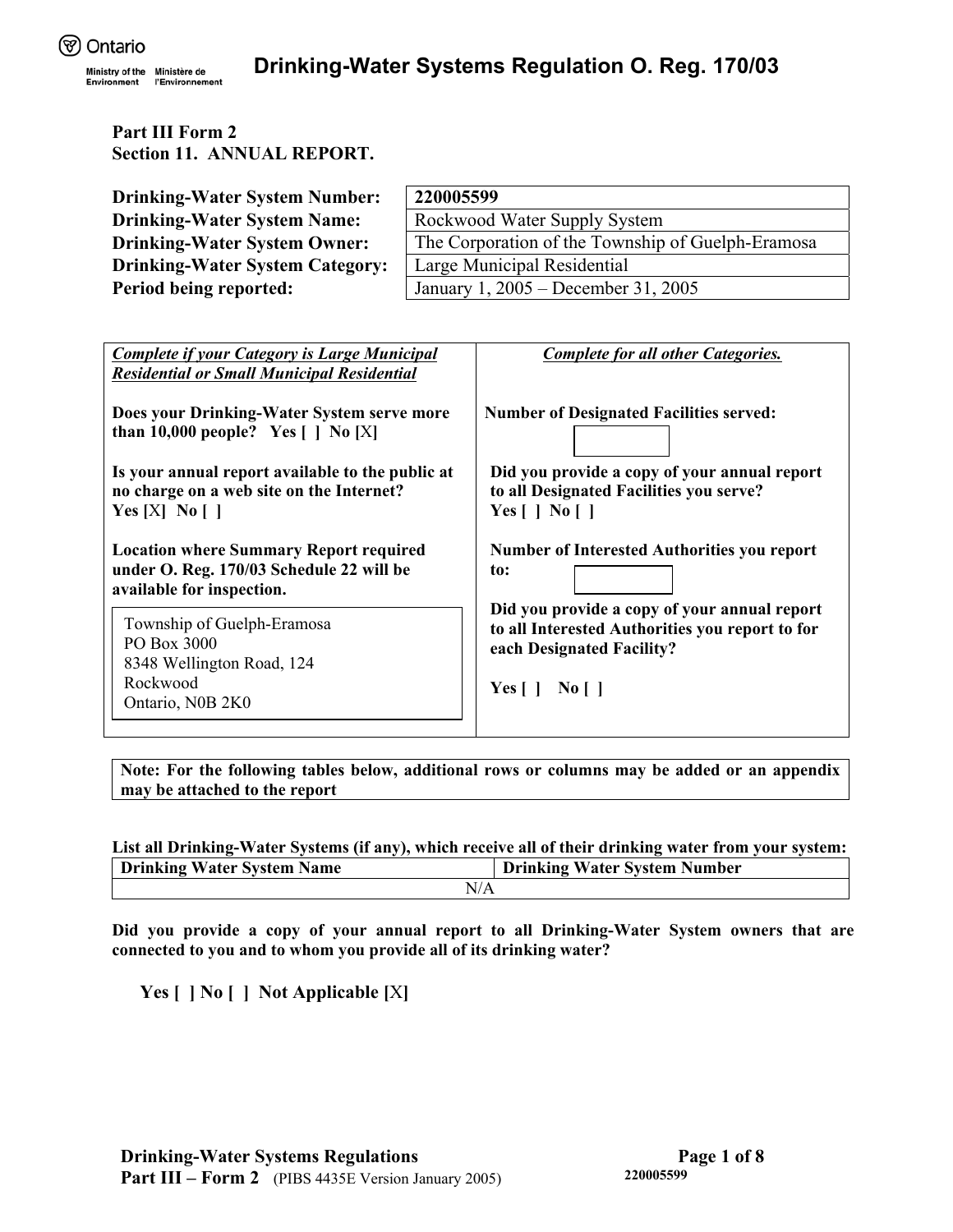Ontario

Ministry of the Environment / Ministère de l'Environnement

# Drinking-Water Systems Regulation O. Reg. 170/03

**Part III Form 2**
**Section 11. ANNUAL REPORT.**

| | |
|---|---|
| **Drinking-Water System Number:** | **220005599** |
| **Drinking-Water System Name:** | Rockwood Water Supply System |
| **Drinking-Water System Owner:** | The Corporation of the Township of Guelph-Eramosa |
| **Drinking-Water System Category:** | Large Municipal Residential |
| **Period being reported:** | January 1, 2005 – December 31, 2005 |

| ***Complete if your Category is Large Municipal Residential or Small Municipal Residential*** | ***Complete for all other Categories.*** |
|---|---|
| **Does your Drinking-Water System serve more than 10,000 people? Yes [ ] No [X]** | **Number of Designated Facilities served:** |
| **Is your annual report available to the public at no charge on a web site on the Internet? Yes [X] No [ ]** | **Did you provide a copy of your annual report to all Designated Facilities you serve? Yes [ ] No [ ]** |
| **Location where Summary Report required under O. Reg. 170/03 Schedule 22 will be available for inspection.** | **Number of Interested Authorities you report to:** |
| Township of Guelph-Eramosa<br>PO Box 3000<br>8348 Wellington Road, 124<br>Rockwood<br>Ontario, N0B 2K0 | **Did you provide a copy of your annual report to all Interested Authorities you report to for each Designated Facility?**<br><br>**Yes [ ] No [ ]** |

**Note: For the following tables below, additional rows or columns may be added or an appendix may be attached to the report**

**List all Drinking-Water Systems (if any), which receive all of their drinking water from your system:**

| Drinking Water System Name | Drinking Water System Number |
|---|---|
| N/A | |

**Did you provide a copy of your annual report to all Drinking-Water System owners that are connected to you and to whom you provide all of its drinking water?**

**Yes [ ] No [ ] Not Applicable [X]**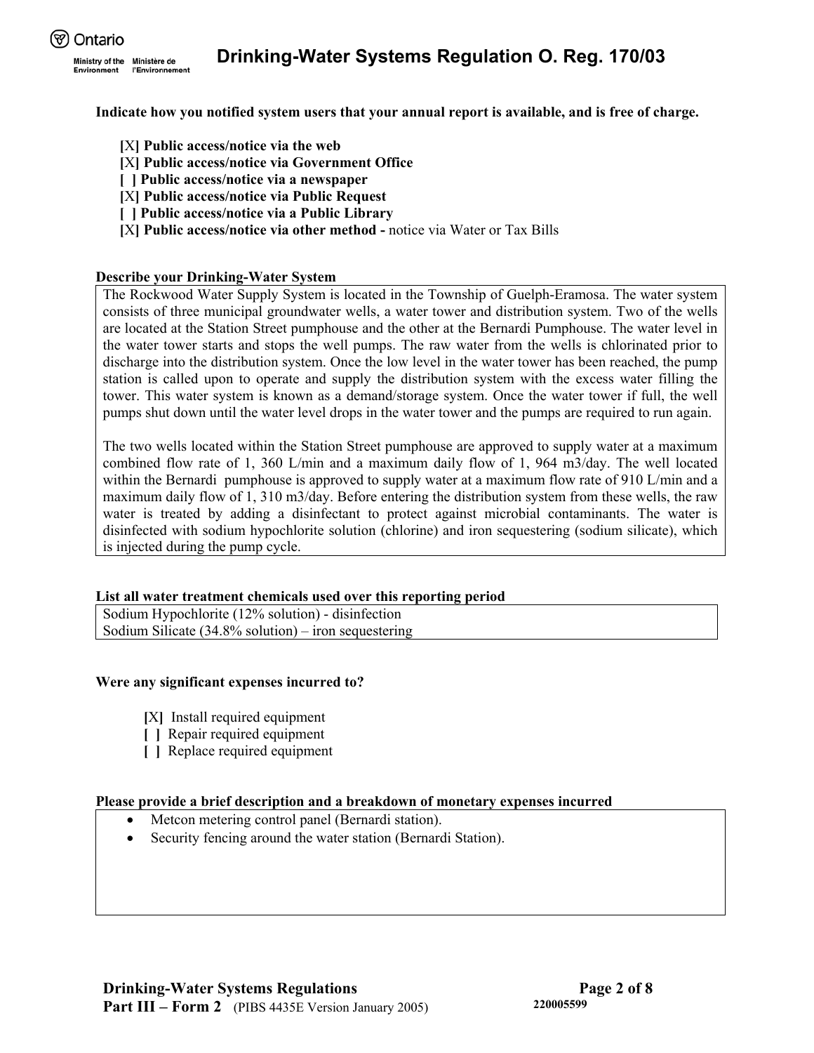**Indicate how you notified system users that your annual report is available, and is free of charge.**

- [X] **Public access/notice via the web**
- [X] **Public access/notice via Government Office**
- [ ] **Public access/notice via a newspaper**
- [X] **Public access/notice via Public Request**
- [ ] **Public access/notice via a Public Library**
- [X] **Public access/notice via other method -** notice via Water or Tax Bills

**Describe your Drinking-Water System**

The Rockwood Water Supply System is located in the Township of Guelph-Eramosa. The water system consists of three municipal groundwater wells, a water tower and distribution system. Two of the wells are located at the Station Street pumphouse and the other at the Bernardi Pumphouse. The water level in the water tower starts and stops the well pumps. The raw water from the wells is chlorinated prior to discharge into the distribution system. Once the low level in the water tower has been reached, the pump station is called upon to operate and supply the distribution system with the excess water filling the tower. This water system is known as a demand/storage system. Once the water tower if full, the well pumps shut down until the water level drops in the water tower and the pumps are required to run again.

The two wells located within the Station Street pumphouse are approved to supply water at a maximum combined flow rate of 1, 360 L/min and a maximum daily flow of 1, 964 m3/day. The well located within the Bernardi pumphouse is approved to supply water at a maximum flow rate of 910 L/min and a maximum daily flow of 1, 310 m3/day. Before entering the distribution system from these wells, the raw water is treated by adding a disinfectant to protect against microbial contaminants. The water is disinfected with sodium hypochlorite solution (chlorine) and iron sequestering (sodium silicate), which is injected during the pump cycle.

**List all water treatment chemicals used over this reporting period**

Sodium Hypochlorite (12% solution) - disinfection
Sodium Silicate (34.8% solution) – iron sequestering

**Were any significant expenses incurred to?**

- [X] Install required equipment
- [ ] Repair required equipment
- [ ] Replace required equipment

**Please provide a brief description and a breakdown of monetary expenses incurred**

- Metcon metering control panel (Bernardi station).
- Security fencing around the water station (Bernardi Station).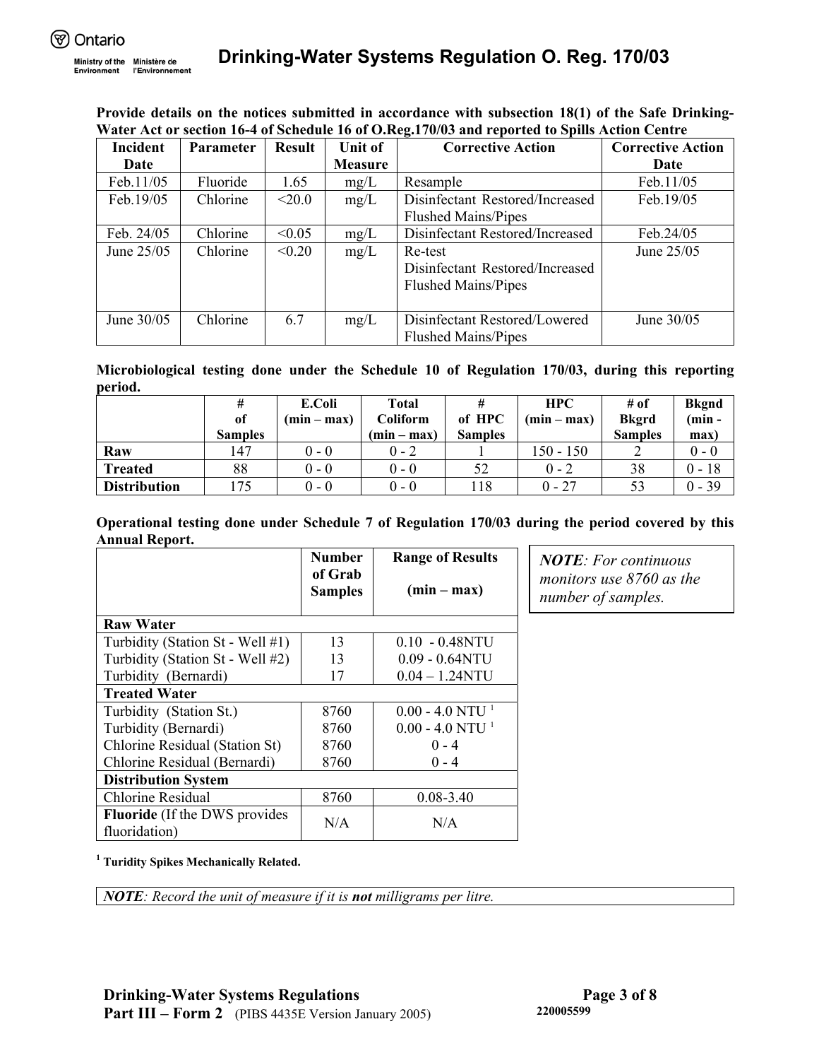**Provide details on the notices submitted in accordance with subsection 18(1) of the Safe Drinking-Water Act or section 16-4 of Schedule 16 of O.Reg.170/03 and reported to Spills Action Centre**

| Incident Date | Parameter | Result | Unit of Measure | Corrective Action | Corrective Action Date |
|---|---|---|---|---|---|
| Feb.11/05 | Fluoride | 1.65 | mg/L | Resample | Feb.11/05 |
| Feb.19/05 | Chlorine | <20.0 | mg/L | Disinfectant Restored/Increased<br>Flushed Mains/Pipes | Feb.19/05 |
| Feb. 24/05 | Chlorine | <0.05 | mg/L | Disinfectant Restored/Increased | Feb.24/05 |
| June 25/05 | Chlorine | <0.20 | mg/L | Re-test<br>Disinfectant Restored/Increased<br>Flushed Mains/Pipes | June 25/05 |
| June 30/05 | Chlorine | 6.7 | mg/L | Disinfectant Restored/Lowered<br>Flushed Mains/Pipes | June 30/05 |

**Microbiological testing done under the Schedule 10 of Regulation 170/03, during this reporting period.**

| | # of Samples | E.Coli (min – max) | Total Coliform (min – max) | # of HPC Samples | HPC (min – max) | # of Bkgrd Samples | Bkgnd (min - max) |
|---|---|---|---|---|---|---|---|
| **Raw** | 147 | 0 - 0 | 0 - 2 | 1 | 150 - 150 | 2 | 0 - 0 |
| **Treated** | 88 | 0 - 0 | 0 - 0 | 52 | 0 - 2 | 38 | 0 - 18 |
| **Distribution** | 175 | 0 - 0 | 0 - 0 | 118 | 0 - 27 | 53 | 0 - 39 |

**Operational testing done under Schedule 7 of Regulation 170/03 during the period covered by this Annual Report.**

| | Number of Grab Samples | Range of Results (min – max) |
|---|---|---|
| **Raw Water** | | |
| Turbidity (Station St - Well #1) | 13 | 0.10 - 0.48NTU |
| Turbidity (Station St - Well #2) | 13 | 0.09 - 0.64NTU |
| Turbidity (Bernardi) | 17 | 0.04 – 1.24NTU |
| **Treated Water** | | |
| Turbidity (Station St.) | 8760 | 0.00 - 4.0 NTU [1] |
| Turbidity (Bernardi) | 8760 | 0.00 - 4.0 NTU [1] |
| Chlorine Residual (Station St) | 8760 | 0 - 4 |
| Chlorine Residual (Bernardi) | 8760 | 0 - 4 |
| **Distribution System** | | |
| Chlorine Residual | 8760 | 0.08-3.40 |
| **Fluoride** (If the DWS provides fluoridation) | N/A | N/A |

*__NOTE__: For continuous monitors use 8760 as the number of samples.*

[1] **Turidity Spikes Mechanically Related.**

*__NOTE__: Record the unit of measure if it is __not__ milligrams per litre.*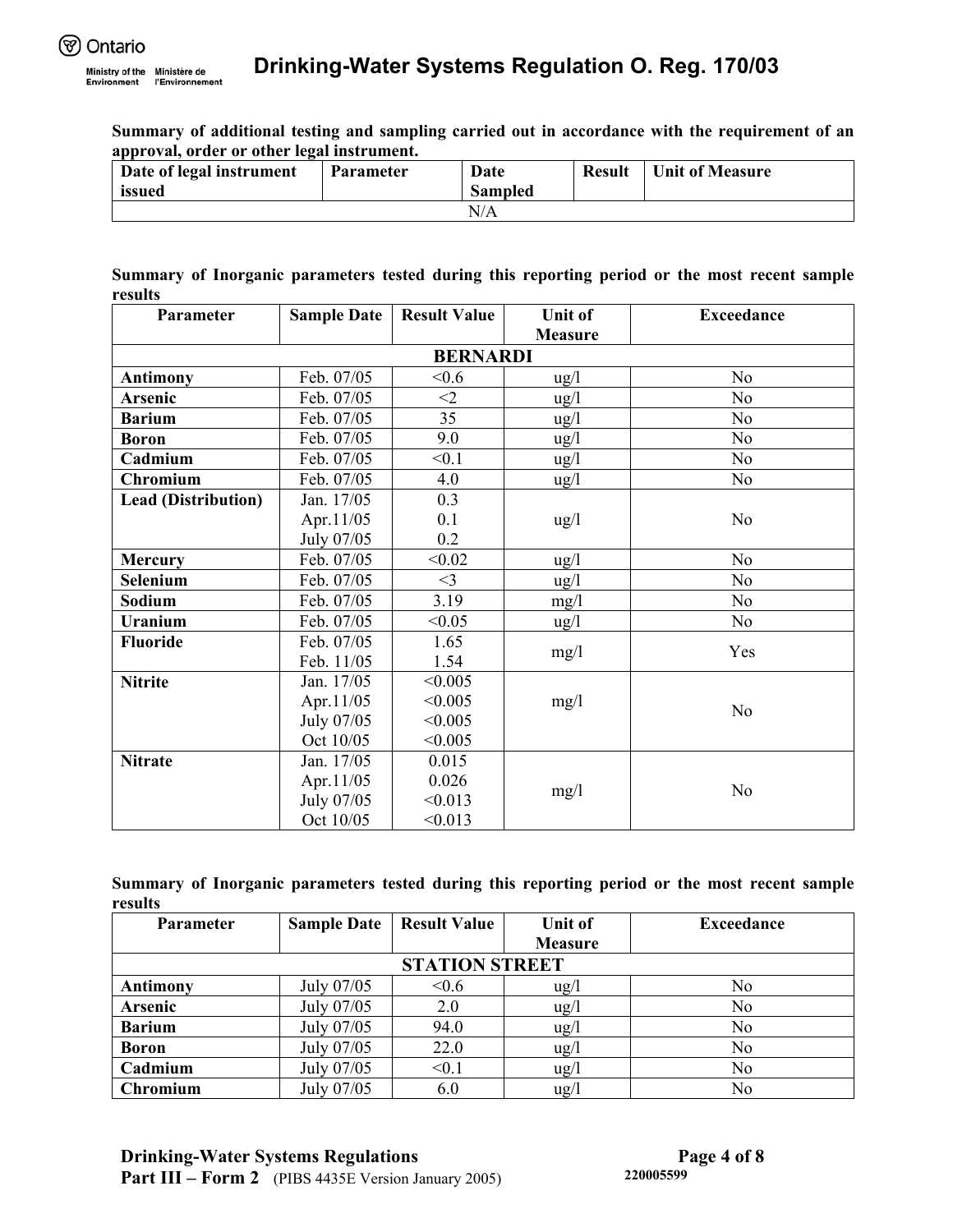**Summary of additional testing and sampling carried out in accordance with the requirement of an approval, order or other legal instrument.**

| Date of legal instrument issued | Parameter | Date Sampled | Result | Unit of Measure |
|---|---|---|---|---|
| N/A | | | | |

**Summary of Inorganic parameters tested during this reporting period or the most recent sample results**

| Parameter | Sample Date | Result Value | Unit of Measure | Exceedance |
|---|---|---|---|---|
| **BERNARDI** | | | | |
| **Antimony** | Feb. 07/05 | <0.6 | ug/l | No |
| **Arsenic** | Feb. 07/05 | <2 | ug/l | No |
| **Barium** | Feb. 07/05 | 35 | ug/l | No |
| **Boron** | Feb. 07/05 | 9.0 | ug/l | No |
| **Cadmium** | Feb. 07/05 | <0.1 | ug/l | No |
| **Chromium** | Feb. 07/05 | 4.0 | ug/l | No |
| **Lead (Distribution)** | Jan. 17/05<br>Apr.11/05<br>July 07/05 | 0.3<br>0.1<br>0.2 | ug/l | No |
| **Mercury** | Feb. 07/05 | <0.02 | ug/l | No |
| **Selenium** | Feb. 07/05 | <3 | ug/l | No |
| **Sodium** | Feb. 07/05 | 3.19 | mg/l | No |
| **Uranium** | Feb. 07/05 | <0.05 | ug/l | No |
| **Fluoride** | Feb. 07/05<br>Feb. 11/05 | 1.65<br>1.54 | mg/l | Yes |
| **Nitrite** | Jan. 17/05<br>Apr.11/05<br>July 07/05<br>Oct 10/05 | <0.005<br><0.005<br><0.005<br><0.005 | mg/l | No |
| **Nitrate** | Jan. 17/05<br>Apr.11/05<br>July 07/05<br>Oct 10/05 | 0.015<br>0.026<br><0.013<br><0.013 | mg/l | No |

**Summary of Inorganic parameters tested during this reporting period or the most recent sample results**

| Parameter | Sample Date | Result Value | Unit of Measure | Exceedance |
|---|---|---|---|---|
| **STATION STREET** | | | | |
| **Antimony** | July 07/05 | <0.6 | ug/l | No |
| **Arsenic** | July 07/05 | 2.0 | ug/l | No |
| **Barium** | July 07/05 | 94.0 | ug/l | No |
| **Boron** | July 07/05 | 22.0 | ug/l | No |
| **Cadmium** | July 07/05 | <0.1 | ug/l | No |
| **Chromium** | July 07/05 | 6.0 | ug/l | No |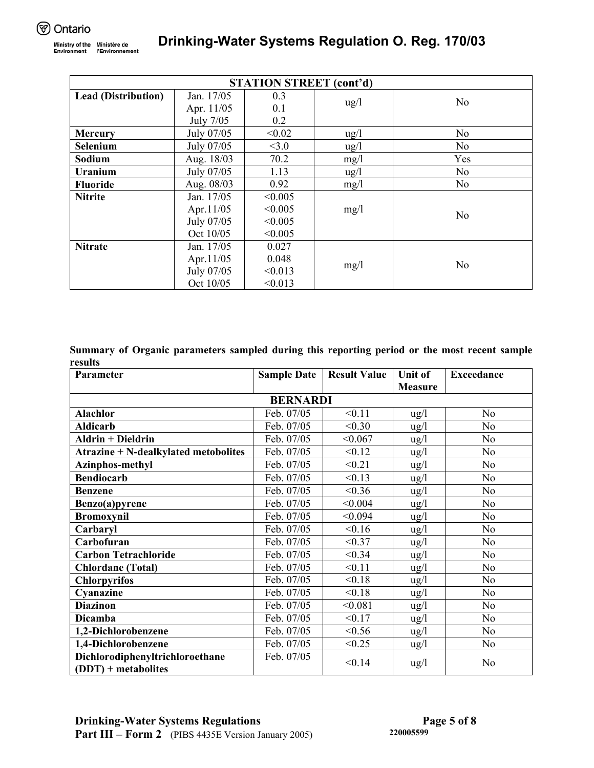| STATION STREET (cont'd) | | | | |
|---|---|---|---|---|
| **Lead (Distribution)** | Jan. 17/05<br>Apr. 11/05<br>July 7/05 | 0.3<br>0.1<br>0.2 | ug/l | No |
| **Mercury** | July 07/05 | <0.02 | ug/l | No |
| **Selenium** | July 07/05 | <3.0 | ug/l | No |
| **Sodium** | Aug. 18/03 | 70.2 | mg/l | Yes |
| **Uranium** | July 07/05 | 1.13 | ug/l | No |
| **Fluoride** | Aug. 08/03 | 0.92 | mg/l | No |
| **Nitrite** | Jan. 17/05<br>Apr.11/05<br>July 07/05<br>Oct 10/05 | <0.005<br><0.005<br><0.005<br><0.005 | mg/l | No |
| **Nitrate** | Jan. 17/05<br>Apr.11/05<br>July 07/05<br>Oct 10/05 | 0.027<br>0.048<br><0.013<br><0.013 | mg/l | No |

**Summary of Organic parameters sampled during this reporting period or the most recent sample results**

| Parameter | Sample Date | Result Value | Unit of Measure | Exceedance |
|---|---|---|---|---|
| **BERNARDI** | | | | |
| **Alachlor** | Feb. 07/05 | <0.11 | ug/l | No |
| **Aldicarb** | Feb. 07/05 | <0.30 | ug/l | No |
| **Aldrin + Dieldrin** | Feb. 07/05 | <0.067 | ug/l | No |
| **Atrazine + N-dealkylated metobolites** | Feb. 07/05 | <0.12 | ug/l | No |
| **Azinphos-methyl** | Feb. 07/05 | <0.21 | ug/l | No |
| **Bendiocarb** | Feb. 07/05 | <0.13 | ug/l | No |
| **Benzene** | Feb. 07/05 | <0.36 | ug/l | No |
| **Benzo(a)pyrene** | Feb. 07/05 | <0.004 | ug/l | No |
| **Bromoxynil** | Feb. 07/05 | <0.094 | ug/l | No |
| **Carbaryl** | Feb. 07/05 | <0.16 | ug/l | No |
| **Carbofuran** | Feb. 07/05 | <0.37 | ug/l | No |
| **Carbon Tetrachloride** | Feb. 07/05 | <0.34 | ug/l | No |
| **Chlordane (Total)** | Feb. 07/05 | <0.11 | ug/l | No |
| **Chlorpyrifos** | Feb. 07/05 | <0.18 | ug/l | No |
| **Cyanazine** | Feb. 07/05 | <0.18 | ug/l | No |
| **Diazinon** | Feb. 07/05 | <0.081 | ug/l | No |
| **Dicamba** | Feb. 07/05 | <0.17 | ug/l | No |
| **1,2-Dichlorobenzene** | Feb. 07/05 | <0.56 | ug/l | No |
| **1,4-Dichlorobenzene** | Feb. 07/05 | <0.25 | ug/l | No |
| **Dichlorodiphenyltrichloroethane (DDT) + metabolites** | Feb. 07/05 | <0.14 | ug/l | No |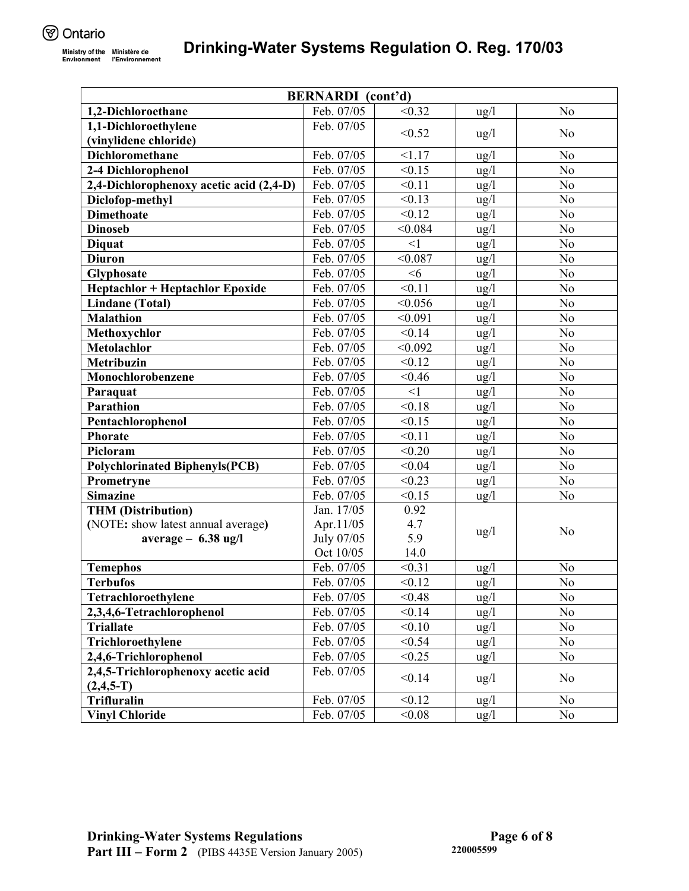| **BERNARDI (cont'd)** | | | | |
|---|---|---|---|---|
| **1,2-Dichloroethane** | Feb. 07/05 | <0.32 | ug/l | No |
| **1,1-Dichloroethylene (vinylidene chloride)** | Feb. 07/05 | <0.52 | ug/l | No |
| **Dichloromethane** | Feb. 07/05 | <1.17 | ug/l | No |
| **2-4 Dichlorophenol** | Feb. 07/05 | <0.15 | ug/l | No |
| **2,4-Dichlorophenoxy acetic acid (2,4-D)** | Feb. 07/05 | <0.11 | ug/l | No |
| **Diclofop-methyl** | Feb. 07/05 | <0.13 | ug/l | No |
| **Dimethoate** | Feb. 07/05 | <0.12 | ug/l | No |
| **Dinoseb** | Feb. 07/05 | <0.084 | ug/l | No |
| **Diquat** | Feb. 07/05 | <1 | ug/l | No |
| **Diuron** | Feb. 07/05 | <0.087 | ug/l | No |
| **Glyphosate** | Feb. 07/05 | <6 | ug/l | No |
| **Heptachlor + Heptachlor Epoxide** | Feb. 07/05 | <0.11 | ug/l | No |
| **Lindane (Total)** | Feb. 07/05 | <0.056 | ug/l | No |
| **Malathion** | Feb. 07/05 | <0.091 | ug/l | No |
| **Methoxychlor** | Feb. 07/05 | <0.14 | ug/l | No |
| **Metolachlor** | Feb. 07/05 | <0.092 | ug/l | No |
| **Metribuzin** | Feb. 07/05 | <0.12 | ug/l | No |
| **Monochlorobenzene** | Feb. 07/05 | <0.46 | ug/l | No |
| **Paraquat** | Feb. 07/05 | <1 | ug/l | No |
| **Parathion** | Feb. 07/05 | <0.18 | ug/l | No |
| **Pentachlorophenol** | Feb. 07/05 | <0.15 | ug/l | No |
| **Phorate** | Feb. 07/05 | <0.11 | ug/l | No |
| **Picloram** | Feb. 07/05 | <0.20 | ug/l | No |
| **Polychlorinated Biphenyls(PCB)** | Feb. 07/05 | <0.04 | ug/l | No |
| **Prometryne** | Feb. 07/05 | <0.23 | ug/l | No |
| **Simazine** | Feb. 07/05 | <0.15 | ug/l | No |
| **THM (Distribution)** (NOTE: show latest annual average) **average – 6.38 ug/l** | Jan. 17/05<br>Apr.11/05<br>July 07/05<br>Oct 10/05 | 0.92<br>4.7<br>5.9<br>14.0 | ug/l | No |
| **Temephos** | Feb. 07/05 | <0.31 | ug/l | No |
| **Terbufos** | Feb. 07/05 | <0.12 | ug/l | No |
| **Tetrachloroethylene** | Feb. 07/05 | <0.48 | ug/l | No |
| **2,3,4,6-Tetrachlorophenol** | Feb. 07/05 | <0.14 | ug/l | No |
| **Triallate** | Feb. 07/05 | <0.10 | ug/l | No |
| **Trichloroethylene** | Feb. 07/05 | <0.54 | ug/l | No |
| **2,4,6-Trichlorophenol** | Feb. 07/05 | <0.25 | ug/l | No |
| **2,4,5-Trichlorophenoxy acetic acid (2,4,5-T)** | Feb. 07/05 | <0.14 | ug/l | No |
| **Trifluralin** | Feb. 07/05 | <0.12 | ug/l | No |
| **Vinyl Chloride** | Feb. 07/05 | <0.08 | ug/l | No |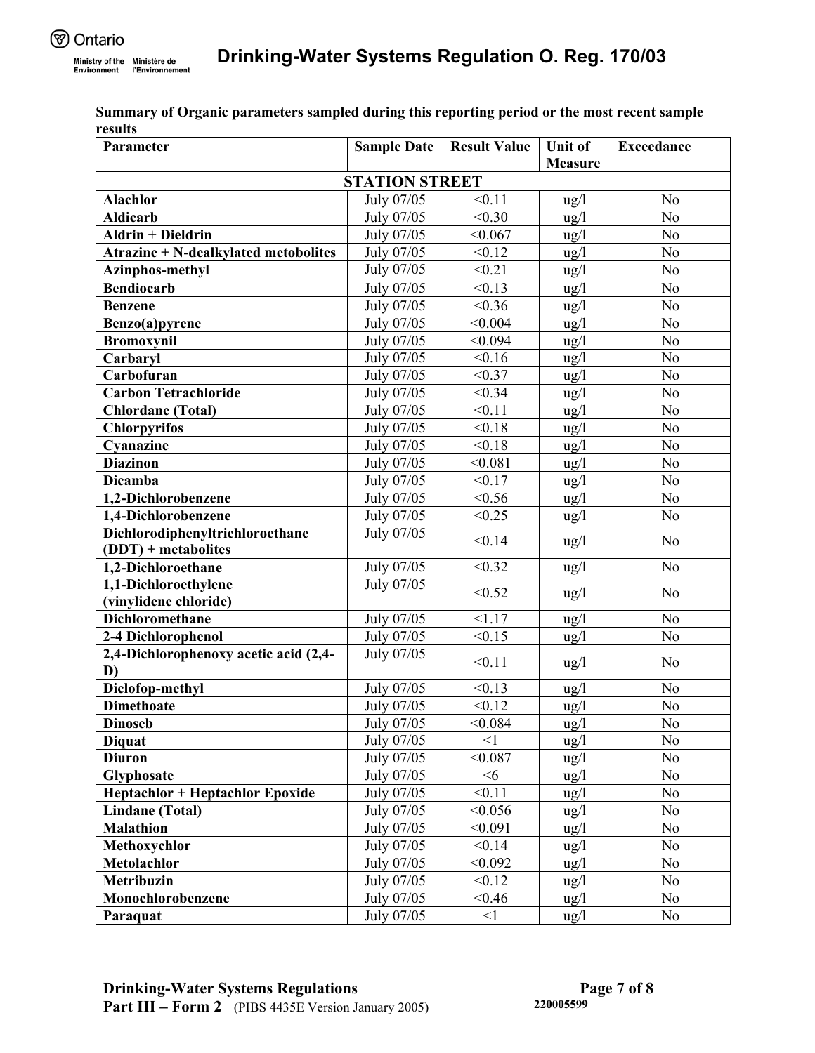**Drinking-Water Systems Regulation O. Reg. 170/03**

**Summary of Organic parameters sampled during this reporting period or the most recent sample results**

| Parameter | Sample Date | Result Value | Unit of Measure | Exceedance |
|---|---|---|---|---|
| **STATION STREET** | | | | |
| **Alachlor** | July 07/05 | <0.11 | ug/l | No |
| **Aldicarb** | July 07/05 | <0.30 | ug/l | No |
| **Aldrin + Dieldrin** | July 07/05 | <0.067 | ug/l | No |
| **Atrazine + N-dealkylated metobolites** | July 07/05 | <0.12 | ug/l | No |
| **Azinphos-methyl** | July 07/05 | <0.21 | ug/l | No |
| **Bendiocarb** | July 07/05 | <0.13 | ug/l | No |
| **Benzene** | July 07/05 | <0.36 | ug/l | No |
| **Benzo(a)pyrene** | July 07/05 | <0.004 | ug/l | No |
| **Bromoxynil** | July 07/05 | <0.094 | ug/l | No |
| **Carbaryl** | July 07/05 | <0.16 | ug/l | No |
| **Carbofuran** | July 07/05 | <0.37 | ug/l | No |
| **Carbon Tetrachloride** | July 07/05 | <0.34 | ug/l | No |
| **Chlordane (Total)** | July 07/05 | <0.11 | ug/l | No |
| **Chlorpyrifos** | July 07/05 | <0.18 | ug/l | No |
| **Cyanazine** | July 07/05 | <0.18 | ug/l | No |
| **Diazinon** | July 07/05 | <0.081 | ug/l | No |
| **Dicamba** | July 07/05 | <0.17 | ug/l | No |
| **1,2-Dichlorobenzene** | July 07/05 | <0.56 | ug/l | No |
| **1,4-Dichlorobenzene** | July 07/05 | <0.25 | ug/l | No |
| **Dichlorodiphenyltrichloroethane (DDT) + metabolites** | July 07/05 | <0.14 | ug/l | No |
| **1,2-Dichloroethane** | July 07/05 | <0.32 | ug/l | No |
| **1,1-Dichloroethylene (vinylidene chloride)** | July 07/05 | <0.52 | ug/l | No |
| **Dichloromethane** | July 07/05 | <1.17 | ug/l | No |
| **2-4 Dichlorophenol** | July 07/05 | <0.15 | ug/l | No |
| **2,4-Dichlorophenoxy acetic acid (2,4-D)** | July 07/05 | <0.11 | ug/l | No |
| **Diclofop-methyl** | July 07/05 | <0.13 | ug/l | No |
| **Dimethoate** | July 07/05 | <0.12 | ug/l | No |
| **Dinoseb** | July 07/05 | <0.084 | ug/l | No |
| **Diquat** | July 07/05 | <1 | ug/l | No |
| **Diuron** | July 07/05 | <0.087 | ug/l | No |
| **Glyphosate** | July 07/05 | <6 | ug/l | No |
| **Heptachlor + Heptachlor Epoxide** | July 07/05 | <0.11 | ug/l | No |
| **Lindane (Total)** | July 07/05 | <0.056 | ug/l | No |
| **Malathion** | July 07/05 | <0.091 | ug/l | No |
| **Methoxychlor** | July 07/05 | <0.14 | ug/l | No |
| **Metolachlor** | July 07/05 | <0.092 | ug/l | No |
| **Metribuzin** | July 07/05 | <0.12 | ug/l | No |
| **Monochlorobenzene** | July 07/05 | <0.46 | ug/l | No |
| **Paraquat** | July 07/05 | <1 | ug/l | No |

**Drinking-Water Systems Regulations**
**Part III – Form 2** (PIBS 4435E Version January 2005) **220005599**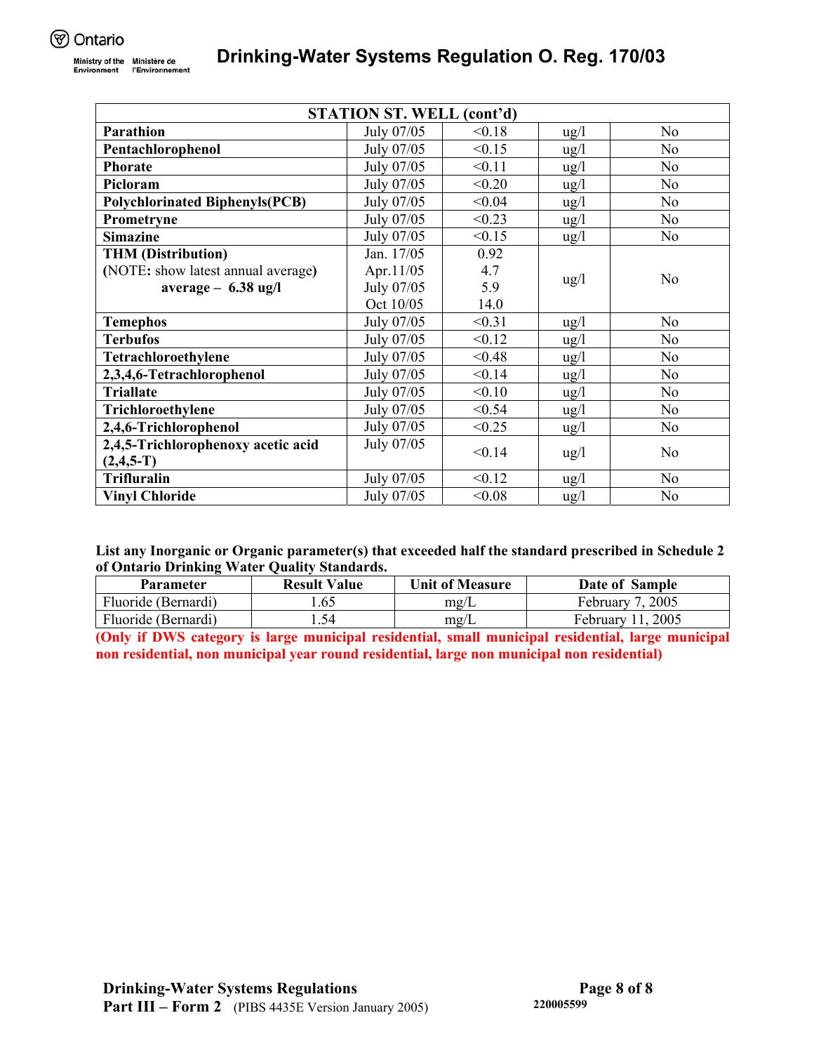| STATION ST. WELL (cont'd) | | | | |
|---|---|---|---|---|
| **Parathion** | July 07/05 | <0.18 | ug/l | No |
| **Pentachlorophenol** | July 07/05 | <0.15 | ug/l | No |
| **Phorate** | July 07/05 | <0.11 | ug/l | No |
| **Picloram** | July 07/05 | <0.20 | ug/l | No |
| **Polychlorinated Biphenyls(PCB)** | July 07/05 | <0.04 | ug/l | No |
| **Prometryne** | July 07/05 | <0.23 | ug/l | No |
| **Simazine** | July 07/05 | <0.15 | ug/l | No |
| **THM (Distribution)** (**NOTE:** show latest annual average) **average – 6.38 ug/l** | Jan. 17/05 Apr.11/05 July 07/05 Oct 10/05 | 0.92 4.7 5.9 14.0 | ug/l | No |
| **Temephos** | July 07/05 | <0.31 | ug/l | No |
| **Terbufos** | July 07/05 | <0.12 | ug/l | No |
| **Tetrachloroethylene** | July 07/05 | <0.48 | ug/l | No |
| **2,3,4,6-Tetrachlorophenol** | July 07/05 | <0.14 | ug/l | No |
| **Triallate** | July 07/05 | <0.10 | ug/l | No |
| **Trichloroethylene** | July 07/05 | <0.54 | ug/l | No |
| **2,4,6-Trichlorophenol** | July 07/05 | <0.25 | ug/l | No |
| **2,4,5-Trichlorophenoxy acetic acid (2,4,5-T)** | July 07/05 | <0.14 | ug/l | No |
| **Trifluralin** | July 07/05 | <0.12 | ug/l | No |
| **Vinyl Chloride** | July 07/05 | <0.08 | ug/l | No |

**List any Inorganic or Organic parameter(s) that exceeded half the standard prescribed in Schedule 2 of Ontario Drinking Water Quality Standards.**

| Parameter | Result Value | Unit of Measure | Date of Sample |
|---|---|---|---|
| Fluoride (Bernardi) | 1.65 | mg/L | February 7, 2005 |
| Fluoride (Bernardi) | 1.54 | mg/L | February 11, 2005 |

**(Only if DWS category is large municipal residential, small municipal residential, large municipal non residential, non municipal year round residential, large non municipal non residential)**

**Drinking-Water Systems Regulations**
**Part III – Form 2** (PIBS 4435E Version January 2005)

**220005599**